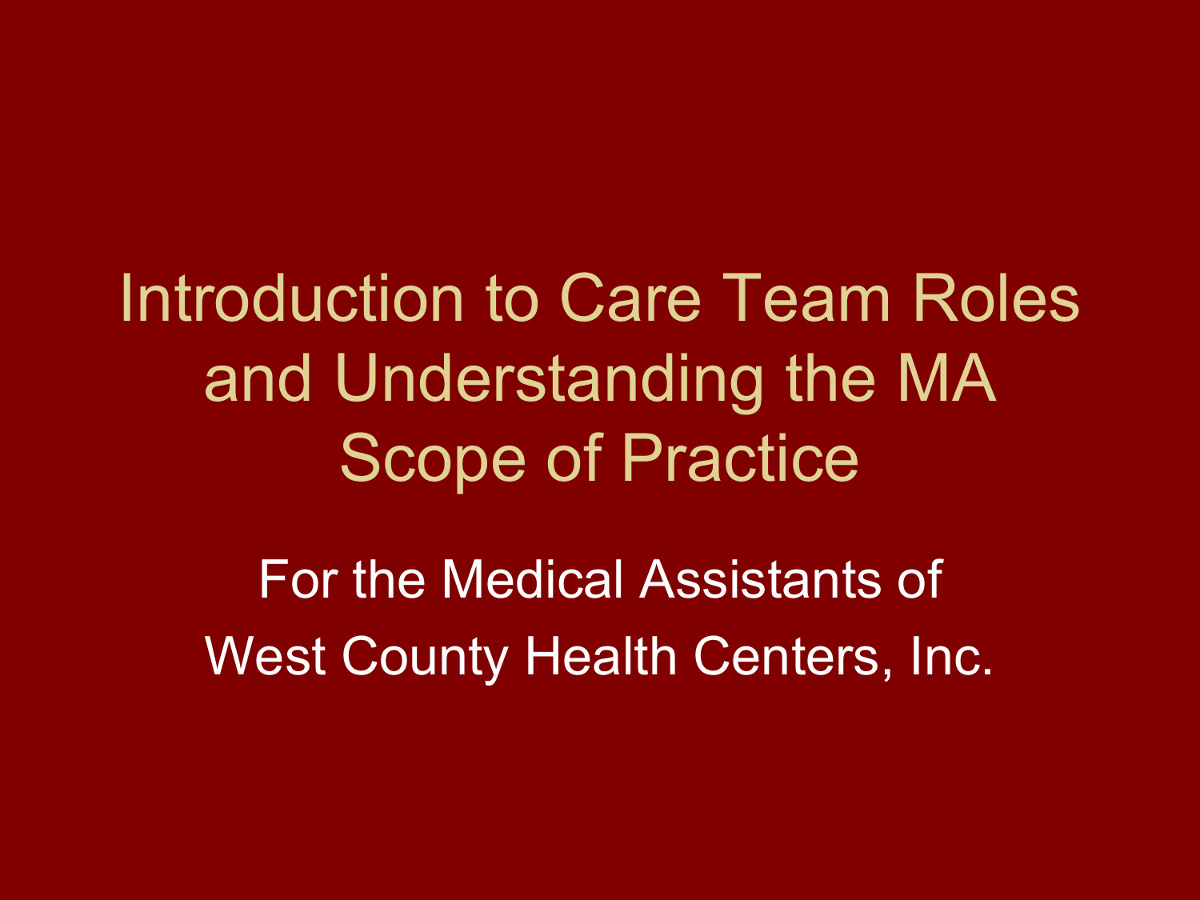# Introduction to Care Team Roles and Understanding the MA Scope of Practice

For the Medical Assistants of
West County Health Centers, Inc.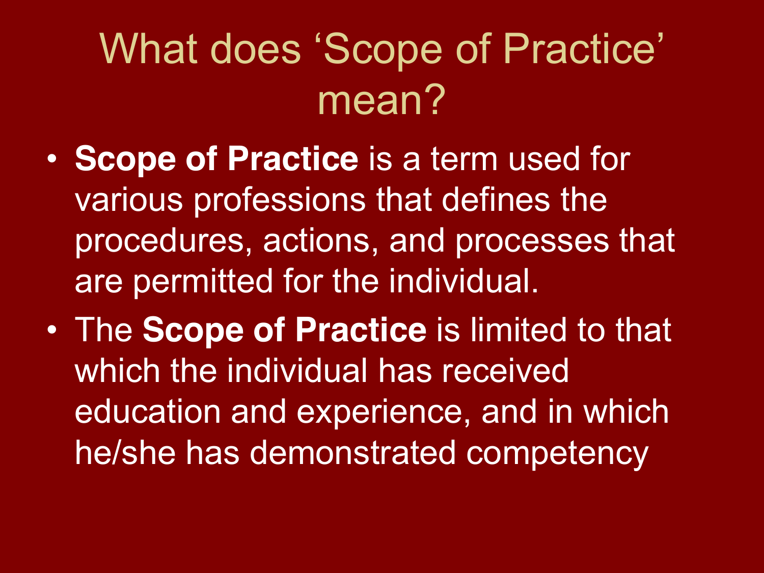# What does 'Scope of Practice' mean?

- **Scope of Practice** is a term used for various professions that defines the procedures, actions, and processes that are permitted for the individual.
- The **Scope of Practice** is limited to that which the individual has received education and experience, and in which he/she has demonstrated competency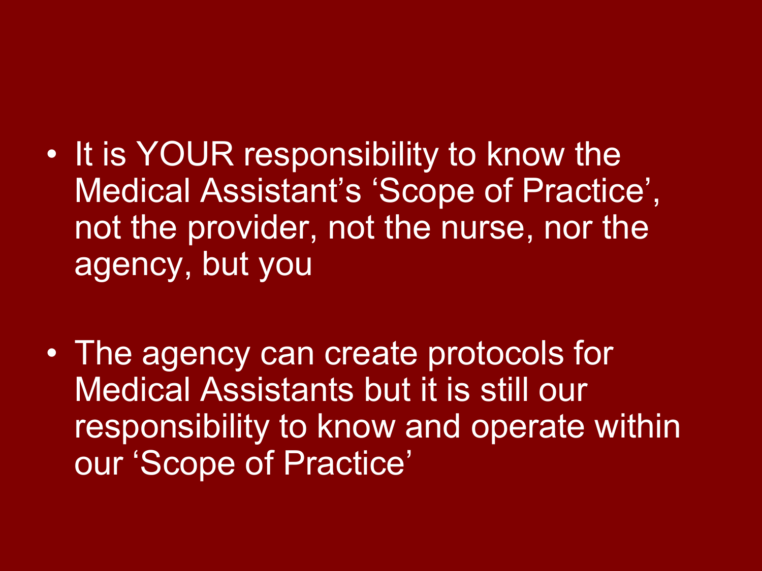- It is YOUR responsibility to know the Medical Assistant's 'Scope of Practice', not the provider, not the nurse, nor the agency, but you

- The agency can create protocols for Medical Assistants but it is still our responsibility to know and operate within our 'Scope of Practice'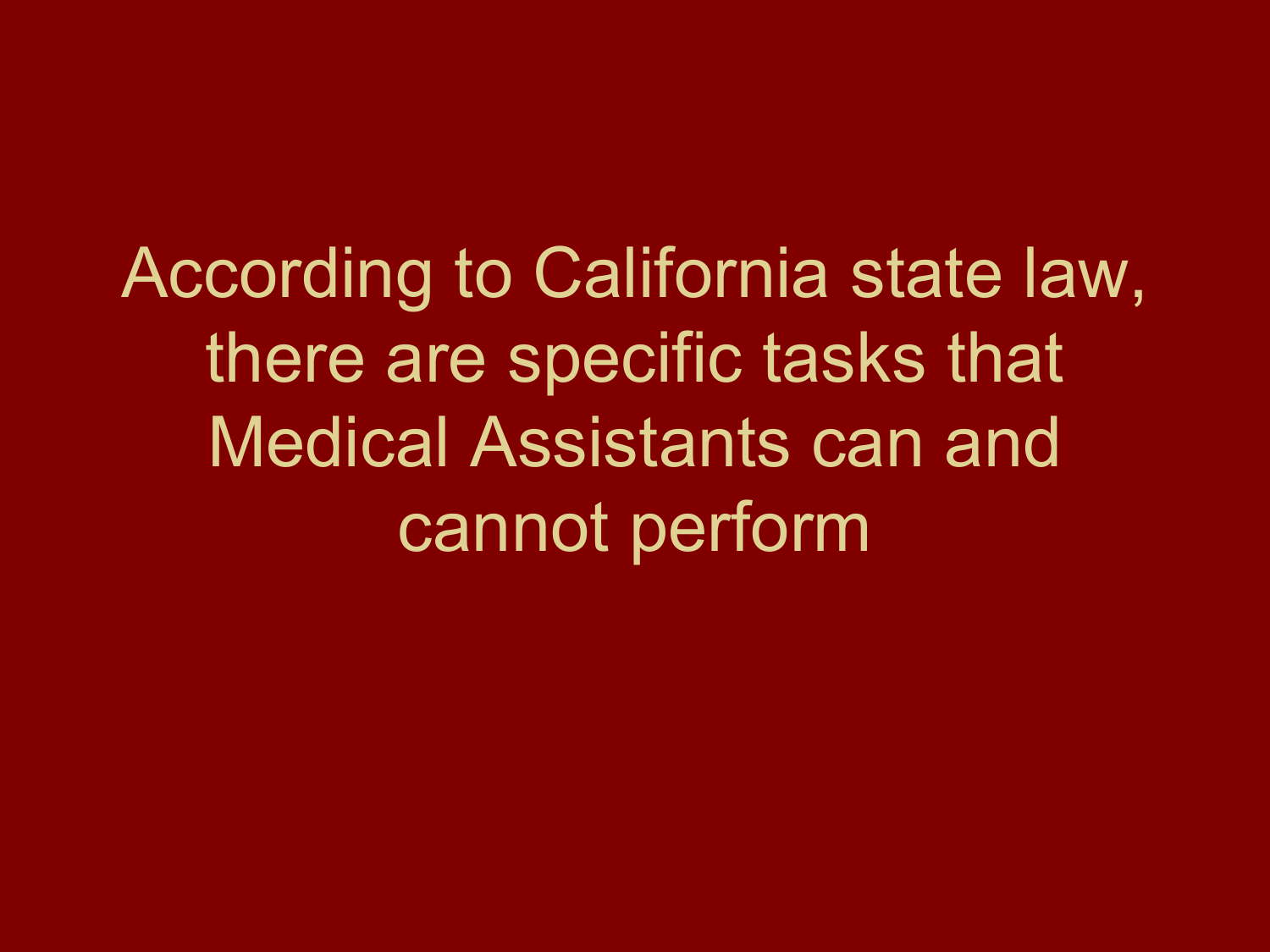According to California state law, there are specific tasks that Medical Assistants can and cannot perform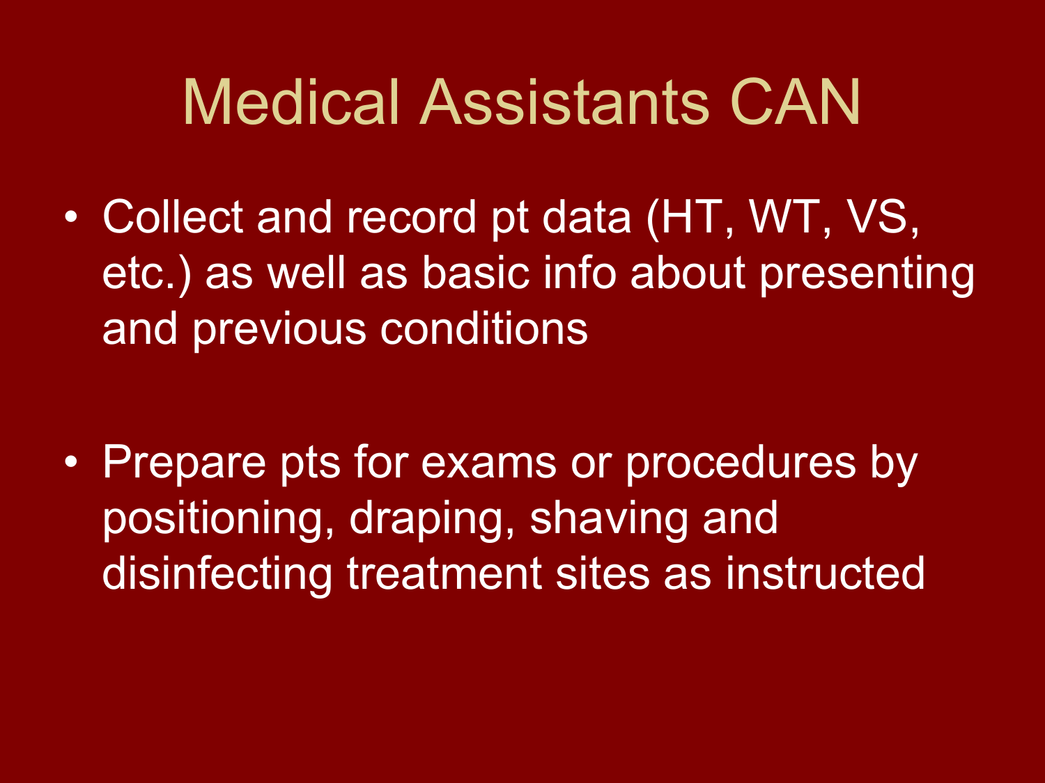# Medical Assistants CAN

- Collect and record pt data (HT, WT, VS, etc.) as well as basic info about presenting and previous conditions

- Prepare pts for exams or procedures by positioning, draping, shaving and disinfecting treatment sites as instructed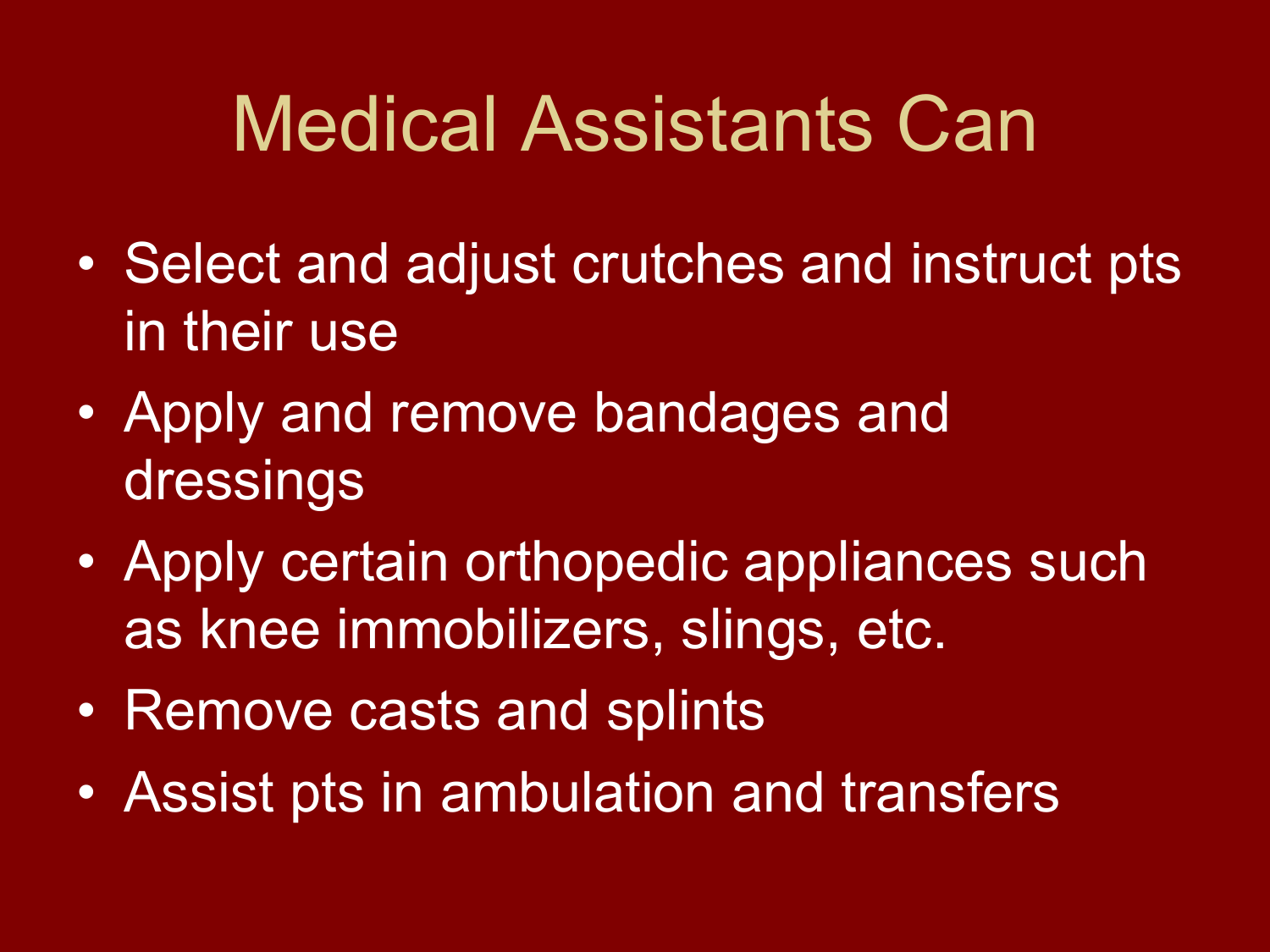# Medical Assistants Can

- Select and adjust crutches and instruct pts in their use
- Apply and remove bandages and dressings
- Apply certain orthopedic appliances such as knee immobilizers, slings, etc.
- Remove casts and splints
- Assist pts in ambulation and transfers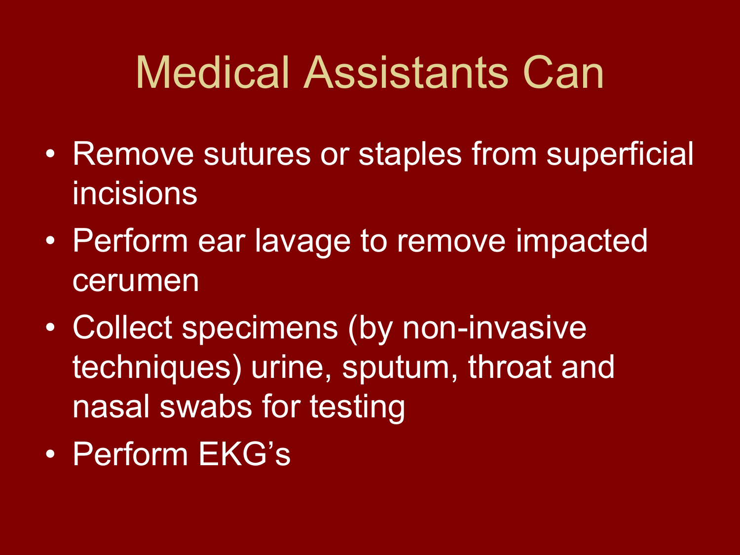# Medical Assistants Can

- Remove sutures or staples from superficial incisions
- Perform ear lavage to remove impacted cerumen
- Collect specimens (by non-invasive techniques) urine, sputum, throat and nasal swabs for testing
- Perform EKG's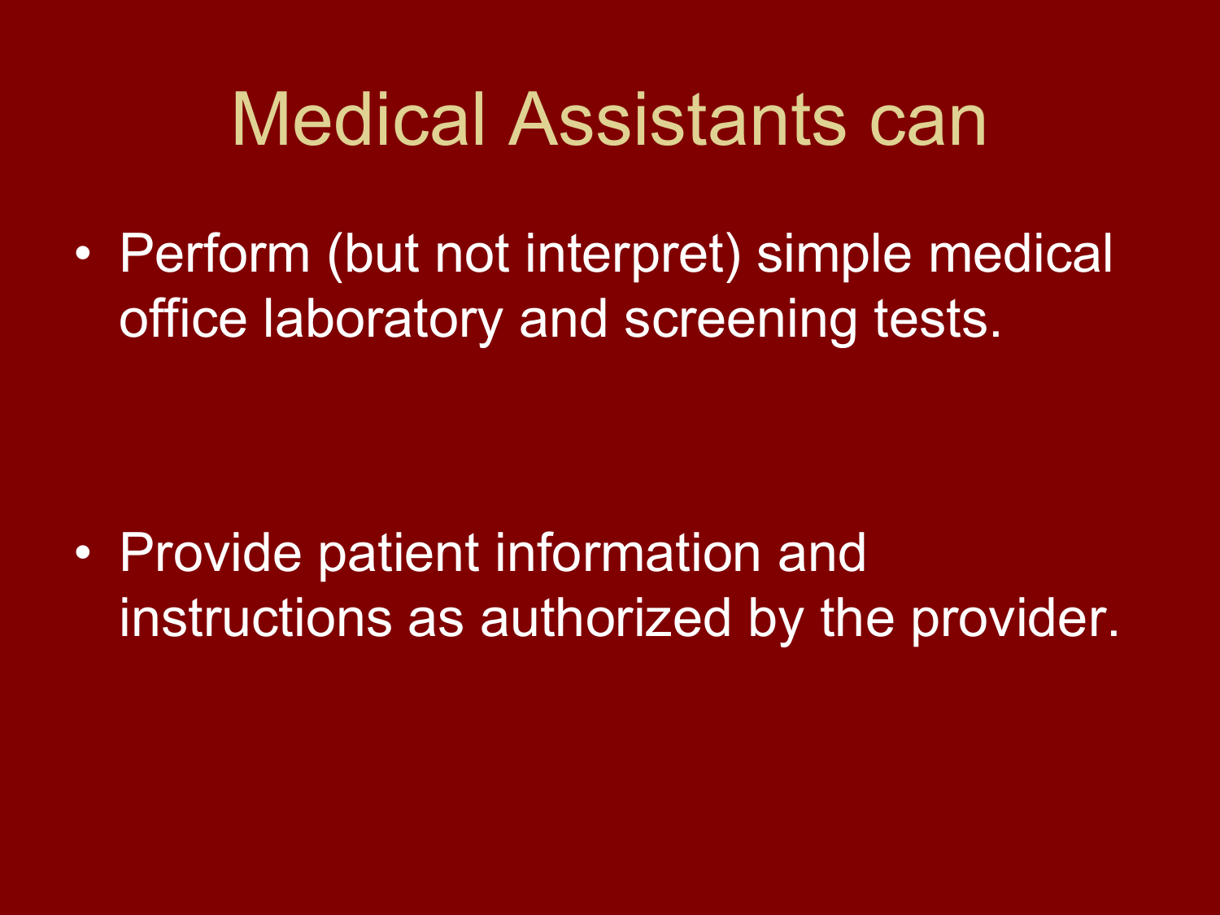# Medical Assistants can

- Perform (but not interpret) simple medical office laboratory and screening tests.

- Provide patient information and instructions as authorized by the provider.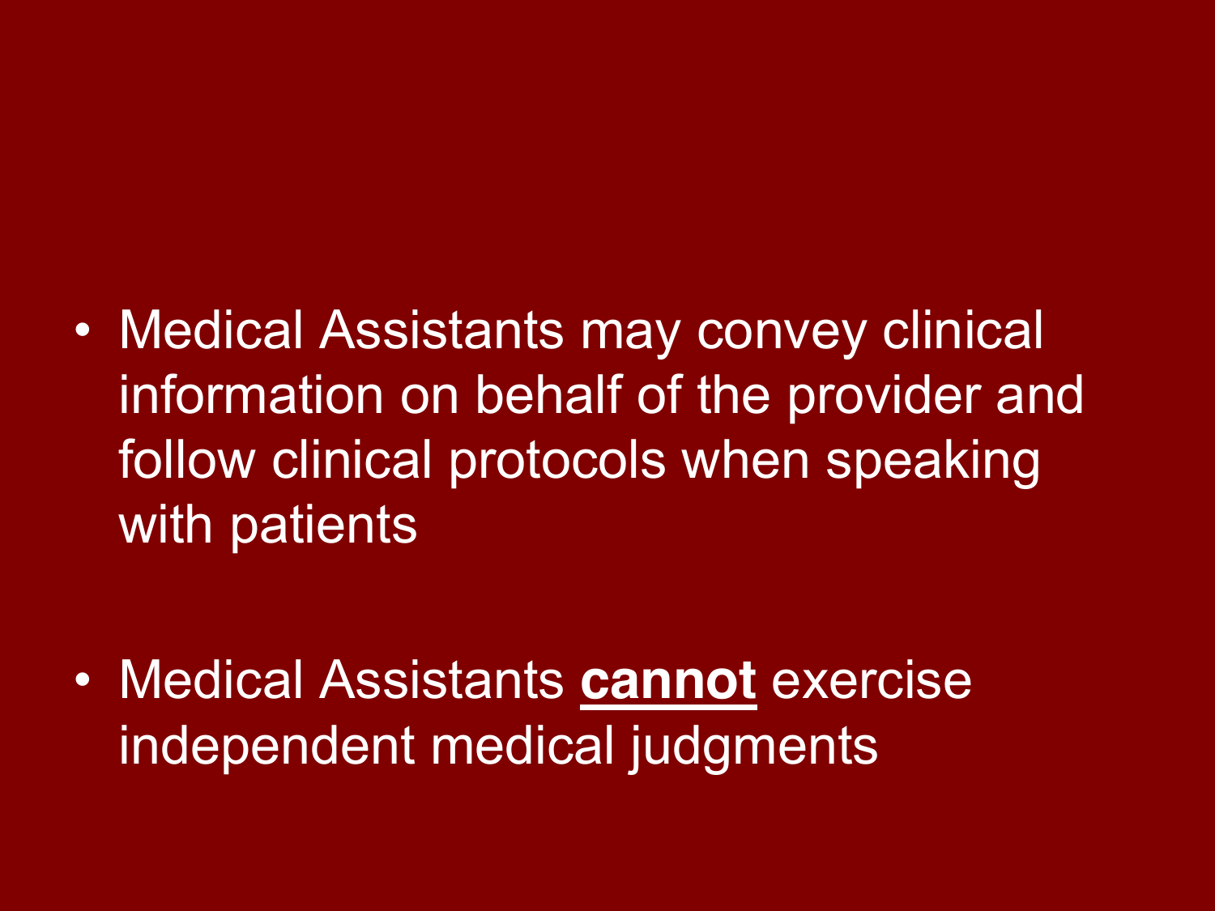- Medical Assistants may convey clinical information on behalf of the provider and follow clinical protocols when speaking with patients

- Medical Assistants <u>**cannot**</u> exercise independent medical judgments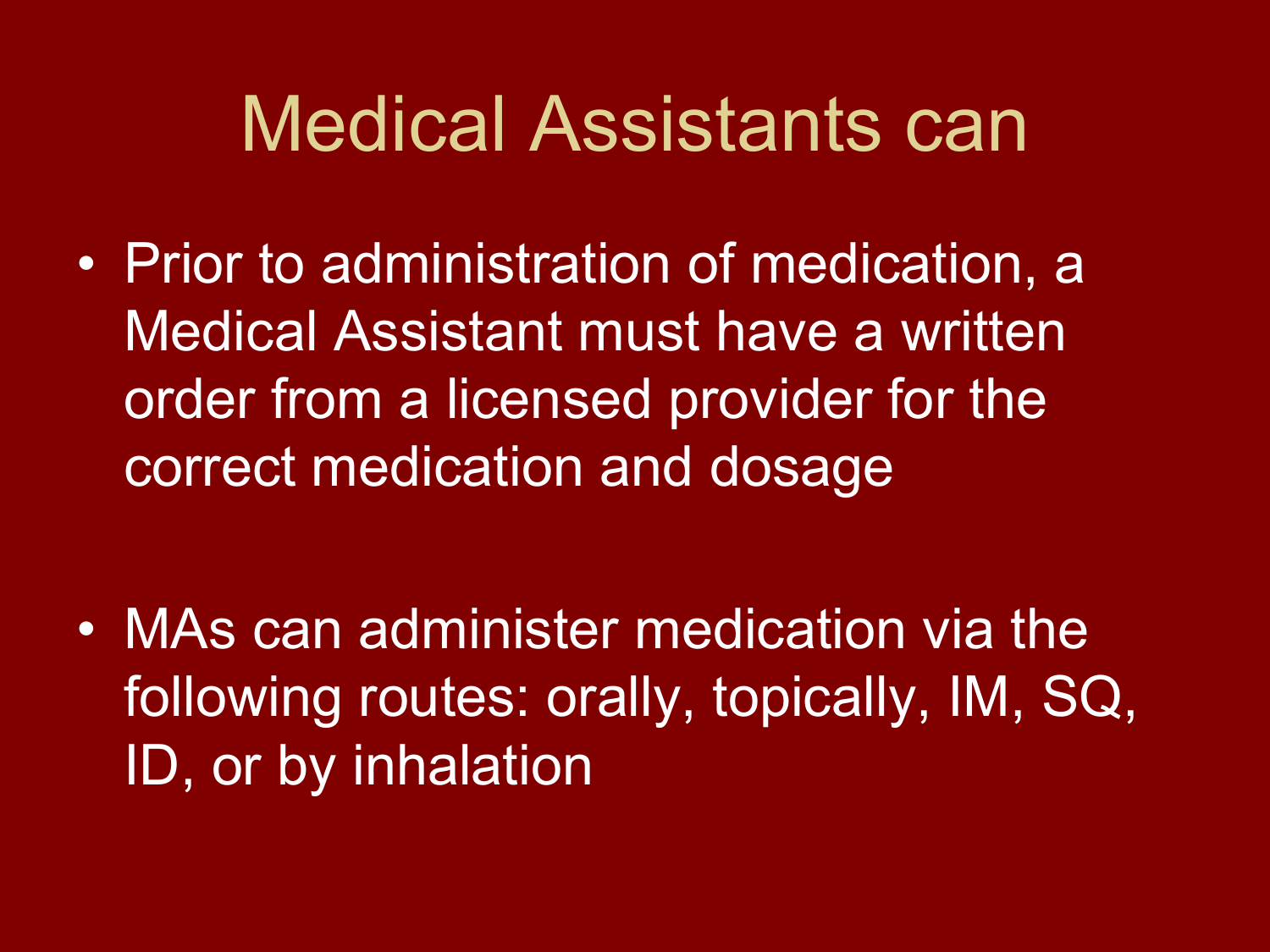# Medical Assistants can

- Prior to administration of medication, a Medical Assistant must have a written order from a licensed provider for the correct medication and dosage

- MAs can administer medication via the following routes: orally, topically, IM, SQ, ID, or by inhalation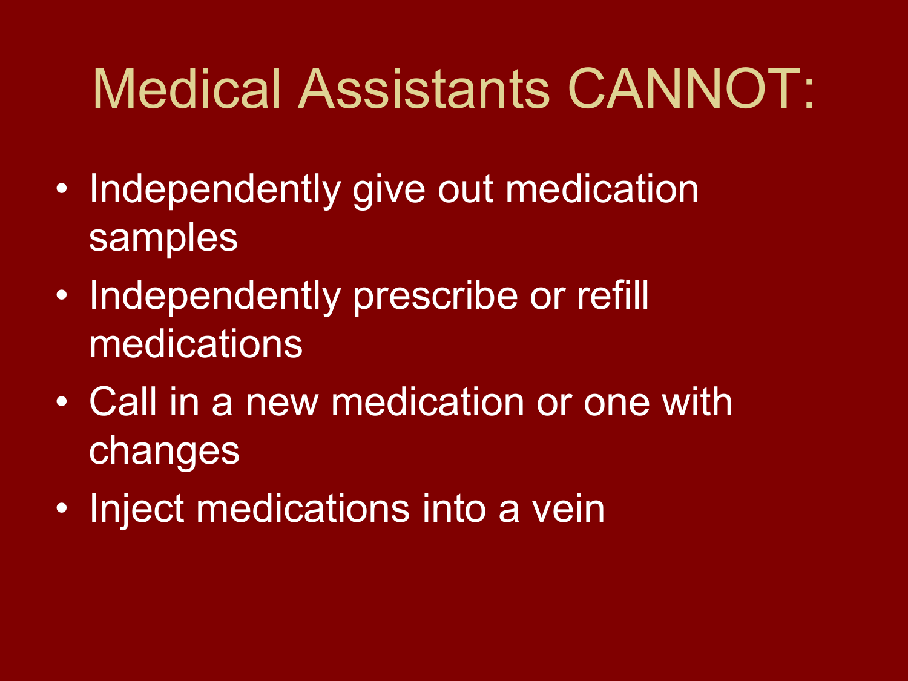# Medical Assistants CANNOT:

- Independently give out medication samples
- Independently prescribe or refill medications
- Call in a new medication or one with changes
- Inject medications into a vein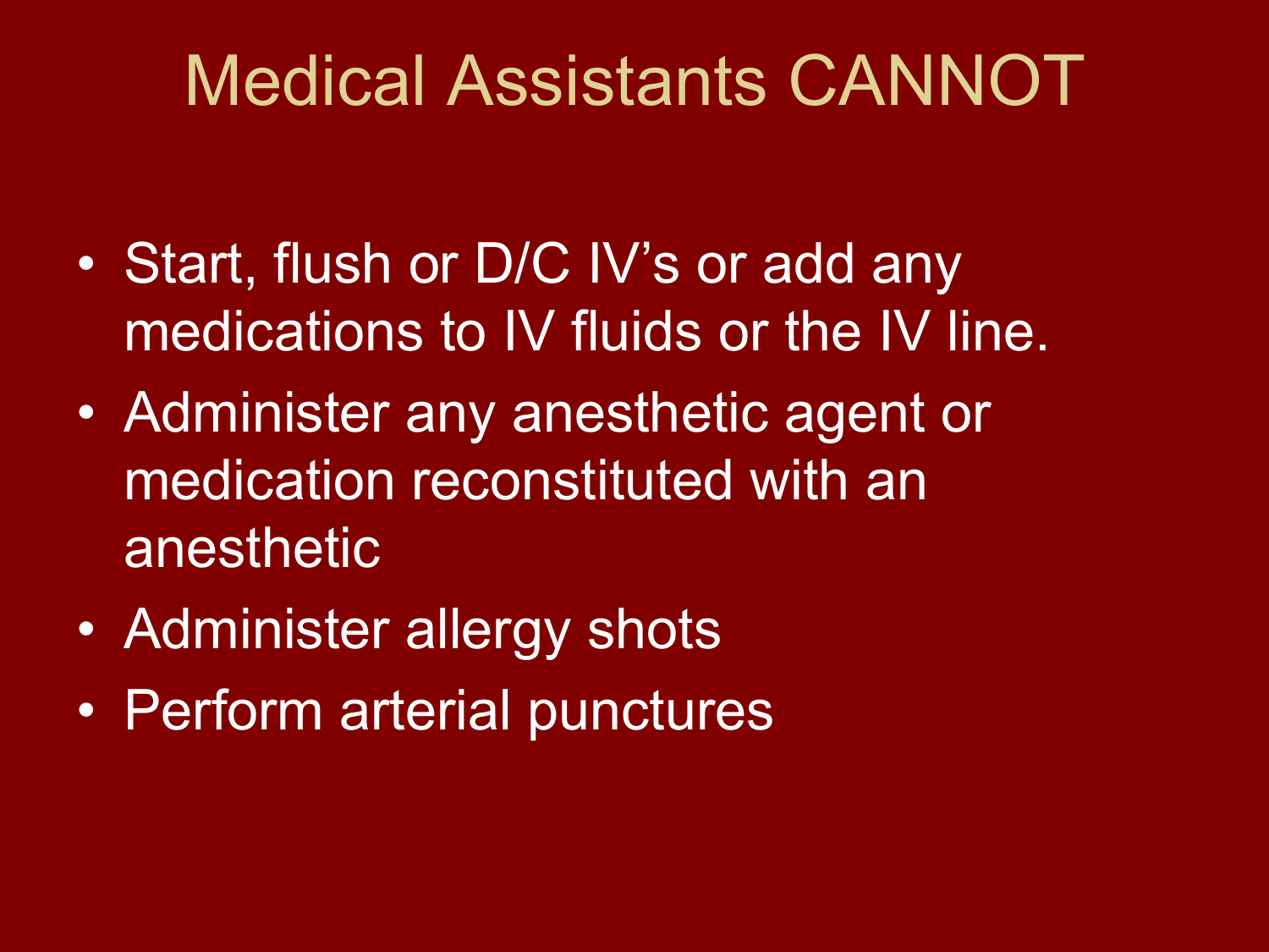# Medical Assistants CANNOT

- Start, flush or D/C IV's or add any medications to IV fluids or the IV line.
- Administer any anesthetic agent or medication reconstituted with an anesthetic
- Administer allergy shots
- Perform arterial punctures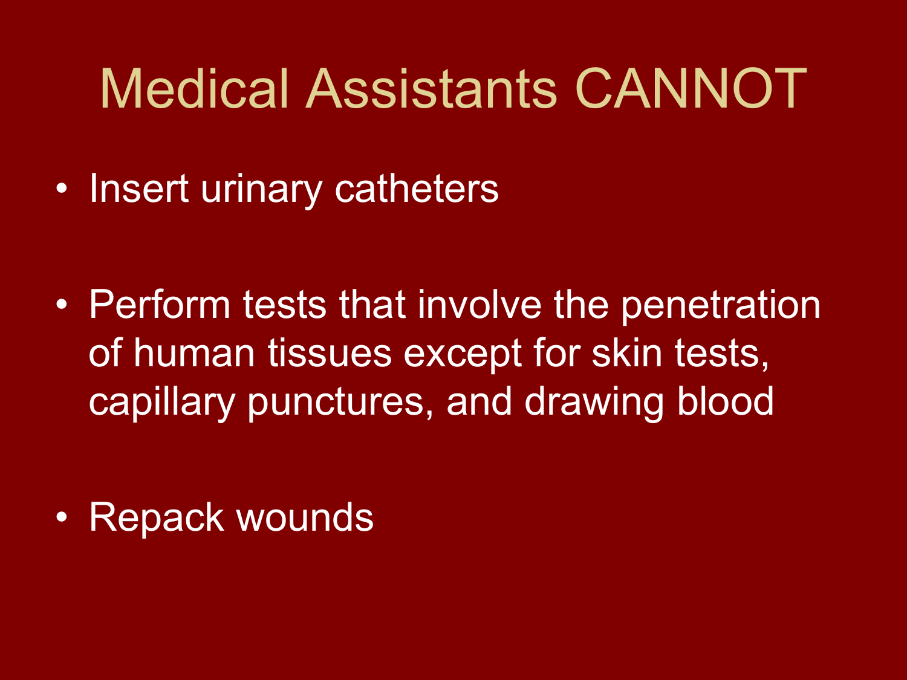# Medical Assistants CANNOT

- Insert urinary catheters
- Perform tests that involve the penetration of human tissues except for skin tests, capillary punctures, and drawing blood
- Repack wounds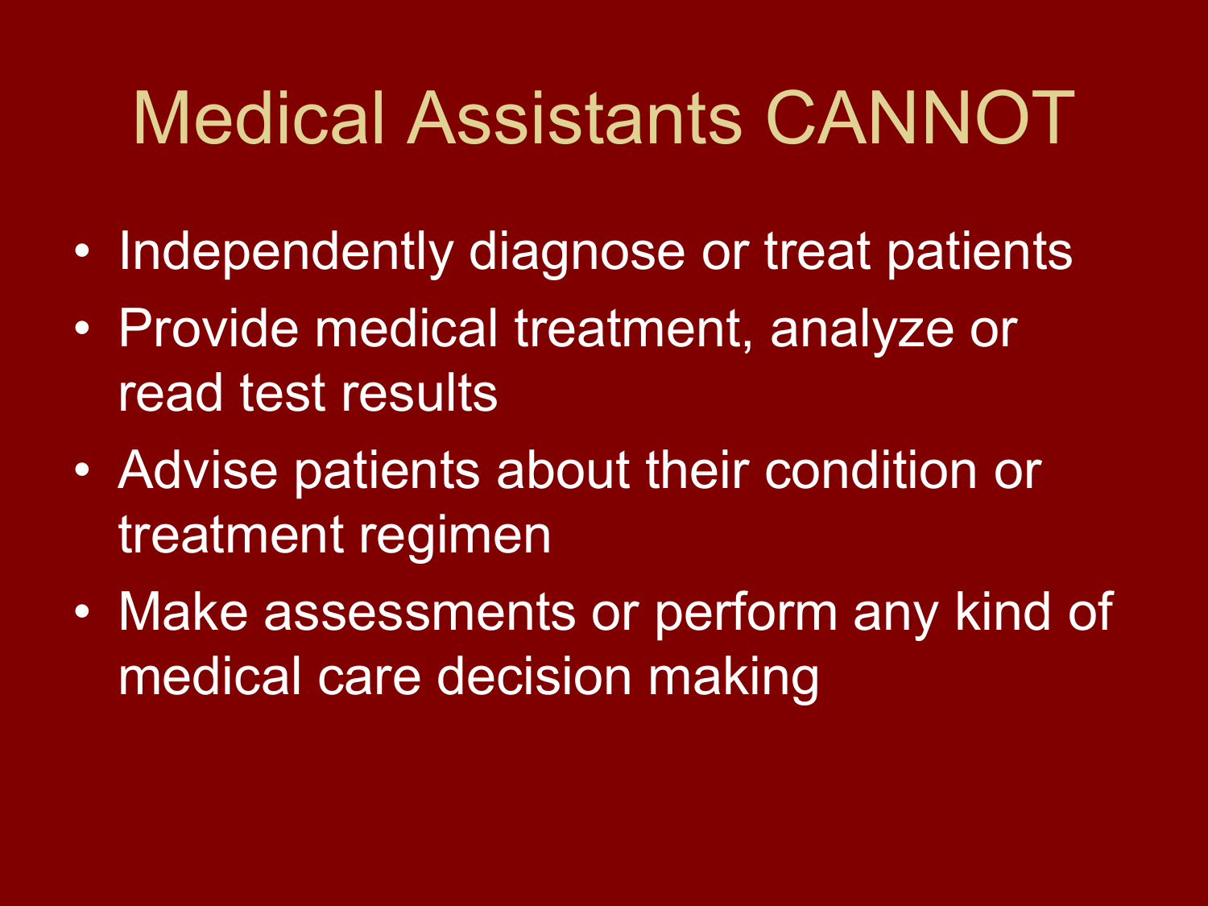# Medical Assistants CANNOT

- Independently diagnose or treat patients
- Provide medical treatment, analyze or read test results
- Advise patients about their condition or treatment regimen
- Make assessments or perform any kind of medical care decision making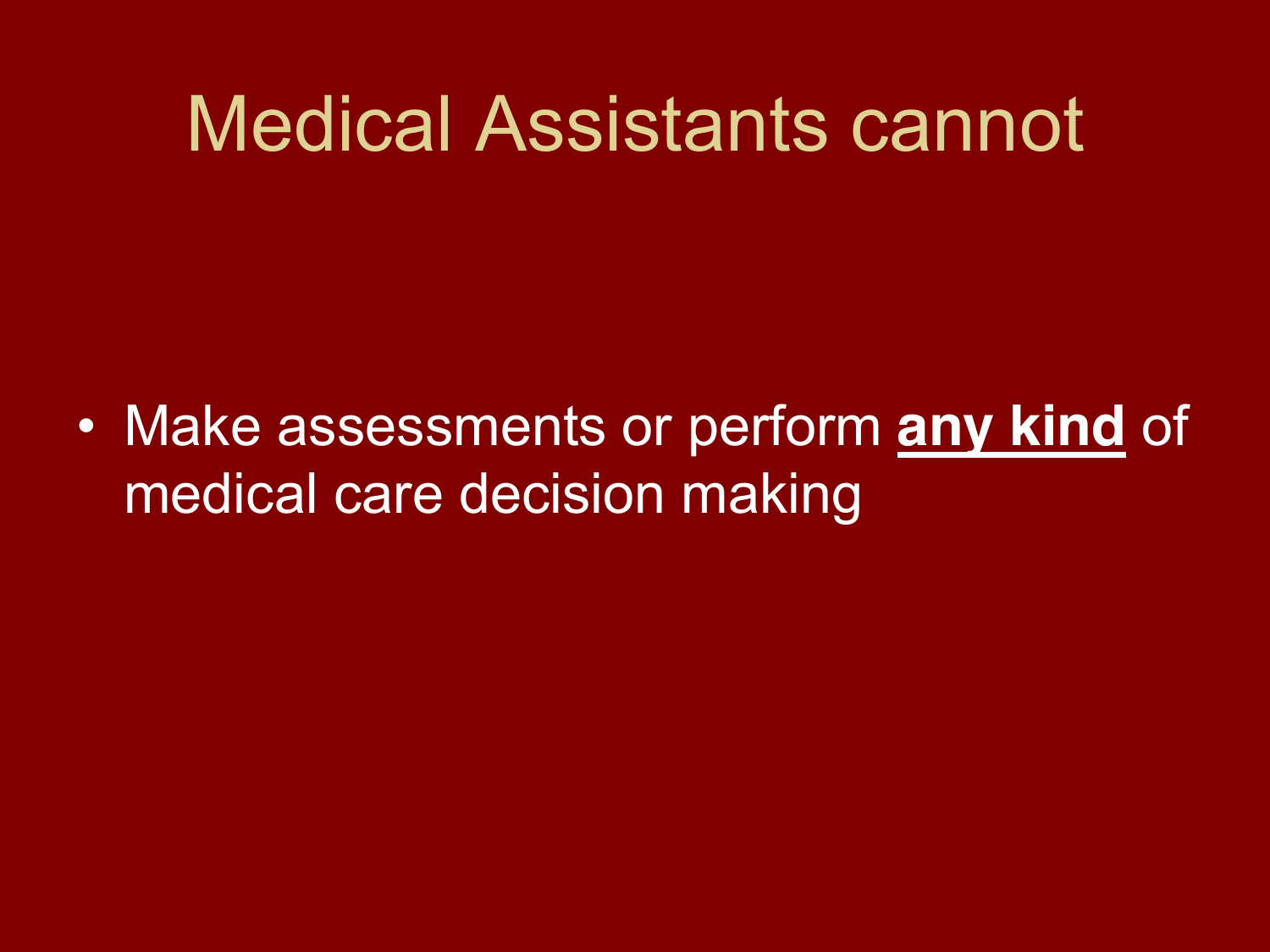# Medical Assistants cannot

- Make assessments or perform **any kind** of medical care decision making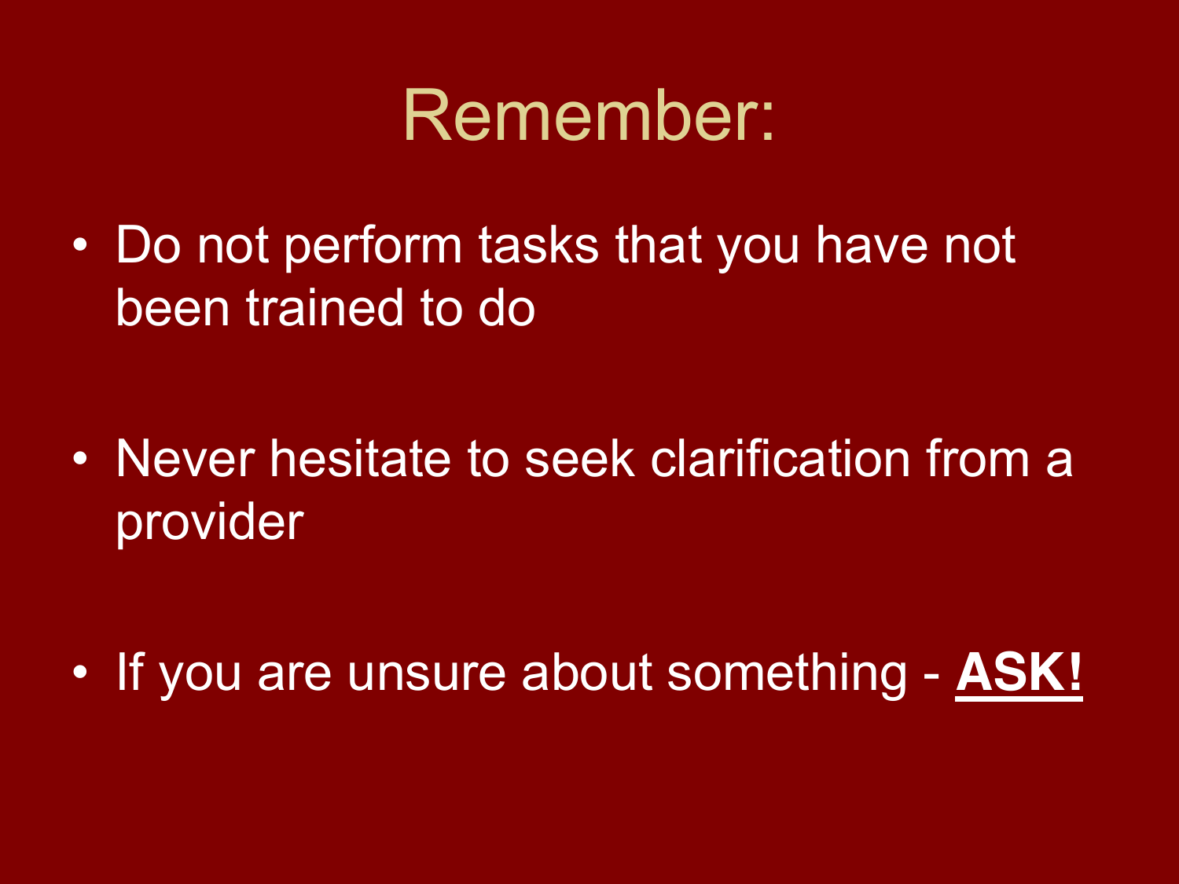# Remember:

- Do not perform tasks that you have not been trained to do
- Never hesitate to seek clarification from a provider
- If you are unsure about something - <u>**ASK!**</u>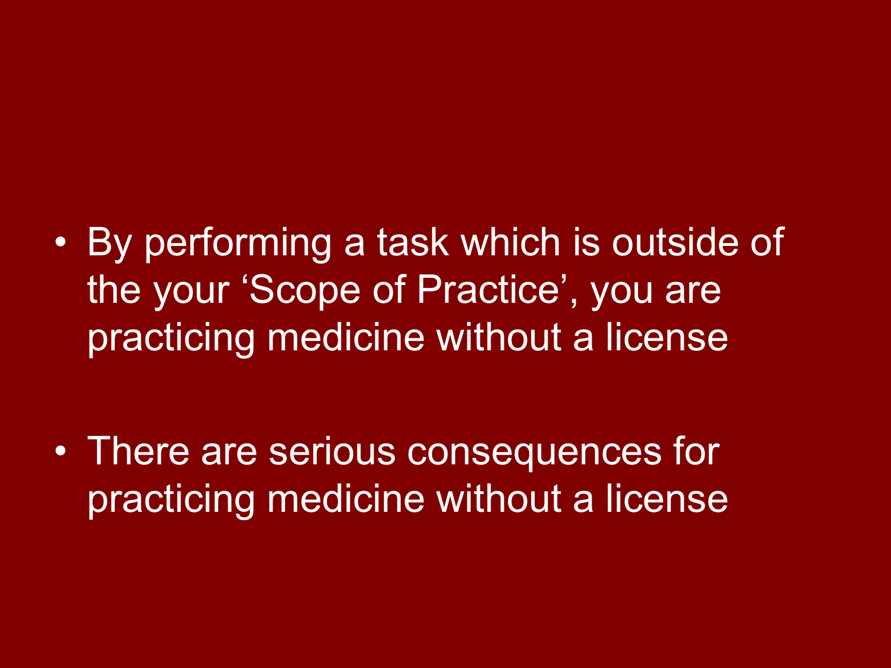- By performing a task which is outside of the your 'Scope of Practice', you are practicing medicine without a license

- There are serious consequences for practicing medicine without a license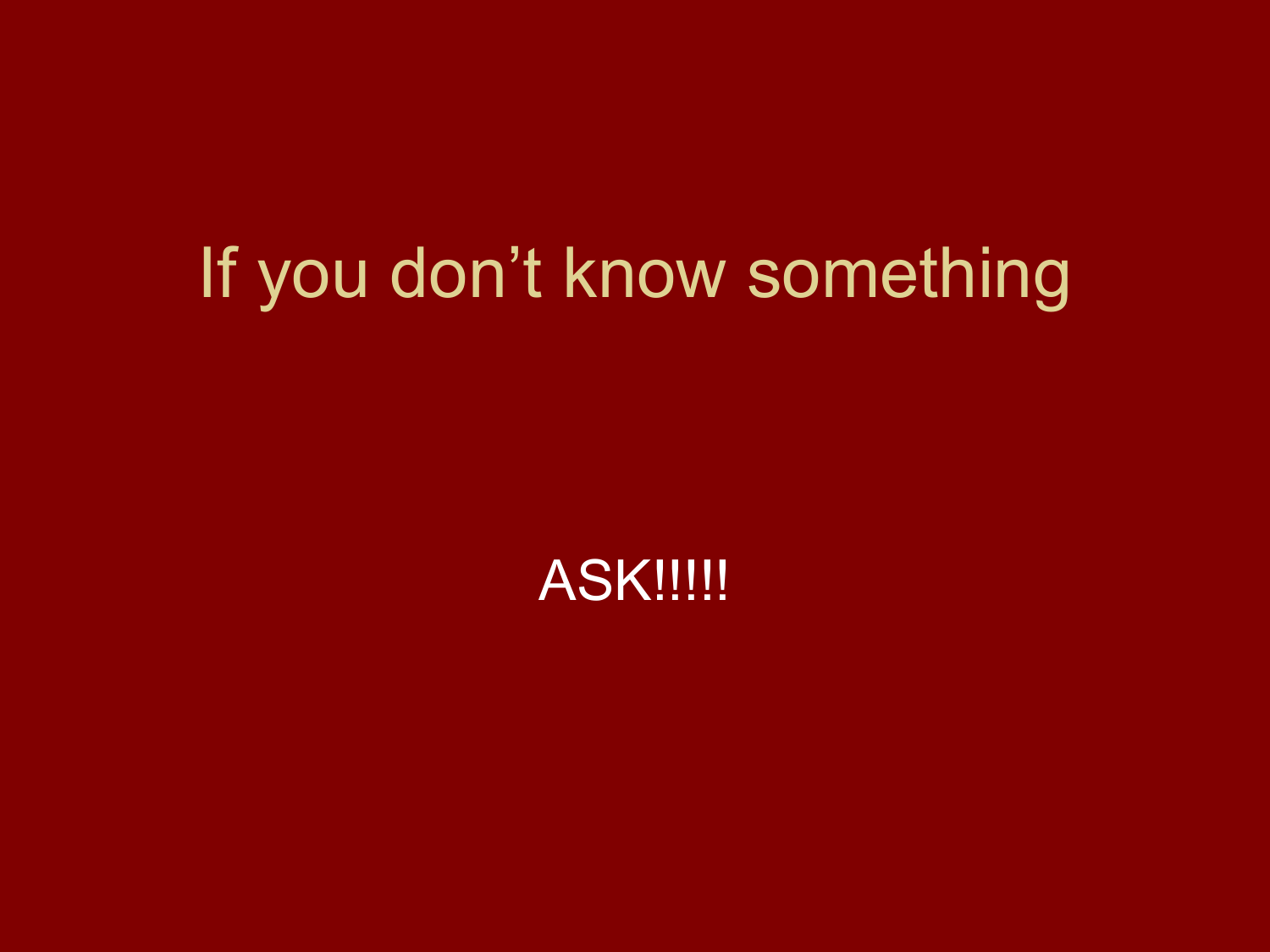# If you don’t know something

ASK!!!!!